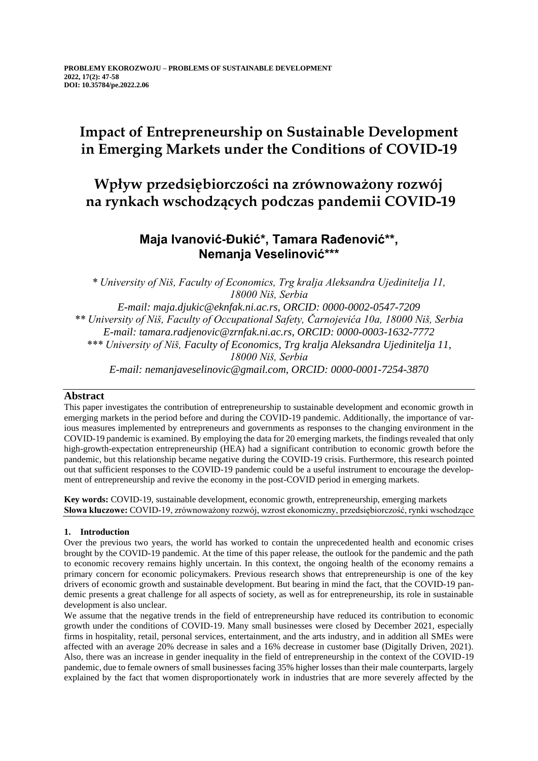**PROBLEMY EKOROZWOJU – PROBLEMS OF SUSTAINABLE DEVELOPMENT**
**2022, 17(2): 47-58**
**DOI: 10.35784/pe.2022.2.06**

# Impact of Entrepreneurship on Sustainable Development in Emerging Markets under the Conditions of COVID-19

# Wpływ przedsiębiorczości na zrównoważony rozwój na rynkach wschodzących podczas pandemii COVID-19

## Maja Ivanović-Đukić*, Tamara Rađenović**, Nemanja Veselinović***

*\* University of Niš, Faculty of Economics, Trg kralja Aleksandra Ujedinitelja 11, 18000 Niš, Serbia*
*E-mail: maja.djukic@eknfak.ni.ac.rs, ORCID: 0000-0002-0547-7209*
*\*\* University of Niš, Faculty of Occupational Safety, Čarnojevića 10a, 18000 Niš, Serbia*
*E-mail: tamara.radjenovic@zrnfak.ni.ac.rs, ORCID: 0000-0003-1632-7772*
*\*\*\* University of Niš, Faculty of Economics, Trg kralja Aleksandra Ujedinitelja 11, 18000 Niš, Serbia*
*E-mail: nemanjaveselinovic@gmail.com, ORCID: 0000-0001-7254-3870*

## Abstract

This paper investigates the contribution of entrepreneurship to sustainable development and economic growth in emerging markets in the period before and during the COVID-19 pandemic. Additionally, the importance of various measures implemented by entrepreneurs and governments as responses to the changing environment in the COVID-19 pandemic is examined. By employing the data for 20 emerging markets, the findings revealed that only high-growth-expectation entrepreneurship (HEA) had a significant contribution to economic growth before the pandemic, but this relationship became negative during the COVID-19 crisis. Furthermore, this research pointed out that sufficient responses to the COVID-19 pandemic could be a useful instrument to encourage the development of entrepreneurship and revive the economy in the post-COVID period in emerging markets.

**Key words:** COVID-19, sustainable development, economic growth, entrepreneurship, emerging markets
**Słowa kluczowe:** COVID-19, zrównoważony rozwój, wzrost ekonomiczny, przedsiębiorczość, rynki wschodzące

### 1. Introduction

Over the previous two years, the world has worked to contain the unprecedented health and economic crises brought by the COVID-19 pandemic. At the time of this paper release, the outlook for the pandemic and the path to economic recovery remains highly uncertain. In this context, the ongoing health of the economy remains a primary concern for economic policymakers. Previous research shows that entrepreneurship is one of the key drivers of economic growth and sustainable development. But bearing in mind the fact, that the COVID-19 pandemic presents a great challenge for all aspects of society, as well as for entrepreneurship, its role in sustainable development is also unclear.

We assume that the negative trends in the field of entrepreneurship have reduced its contribution to economic growth under the conditions of COVID-19. Many small businesses were closed by December 2021, especially firms in hospitality, retail, personal services, entertainment, and the arts industry, and in addition all SMEs were affected with an average 20% decrease in sales and a 16% decrease in customer base (Digitally Driven, 2021). Also, there was an increase in gender inequality in the field of entrepreneurship in the context of the COVID-19 pandemic, due to female owners of small businesses facing 35% higher losses than their male counterparts, largely explained by the fact that women disproportionately work in industries that are more severely affected by the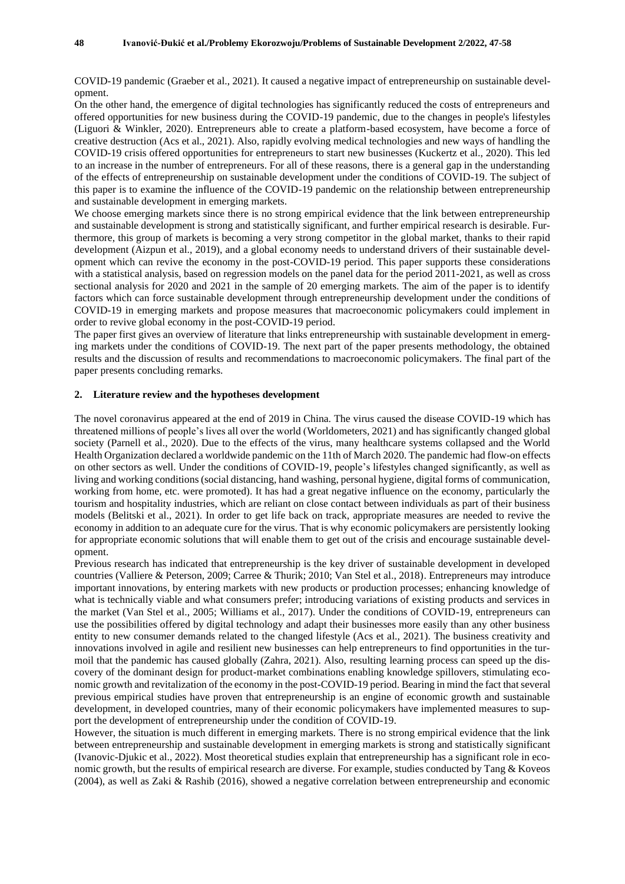COVID-19 pandemic (Graeber et al., 2021). It caused a negative impact of entrepreneurship on sustainable development.

On the other hand, the emergence of digital technologies has significantly reduced the costs of entrepreneurs and offered opportunities for new business during the COVID-19 pandemic, due to the changes in people's lifestyles (Liguori & Winkler, 2020). Entrepreneurs able to create a platform-based ecosystem, have become a force of creative destruction (Acs et al., 2021). Also, rapidly evolving medical technologies and new ways of handling the COVID-19 crisis offered opportunities for entrepreneurs to start new businesses (Kuckertz et al., 2020). This led to an increase in the number of entrepreneurs. For all of these reasons, there is a general gap in the understanding of the effects of entrepreneurship on sustainable development under the conditions of COVID-19. The subject of this paper is to examine the influence of the COVID-19 pandemic on the relationship between entrepreneurship and sustainable development in emerging markets.

We choose emerging markets since there is no strong empirical evidence that the link between entrepreneurship and sustainable development is strong and statistically significant, and further empirical research is desirable. Furthermore, this group of markets is becoming a very strong competitor in the global market, thanks to their rapid development (Aizpun et al., 2019), and a global economy needs to understand drivers of their sustainable development which can revive the economy in the post-COVID-19 period. This paper supports these considerations with a statistical analysis, based on regression models on the panel data for the period 2011-2021, as well as cross sectional analysis for 2020 and 2021 in the sample of 20 emerging markets. The aim of the paper is to identify factors which can force sustainable development through entrepreneurship development under the conditions of COVID-19 in emerging markets and propose measures that macroeconomic policymakers could implement in order to revive global economy in the post-COVID-19 period.

The paper first gives an overview of literature that links entrepreneurship with sustainable development in emerging markets under the conditions of COVID-19. The next part of the paper presents methodology, the obtained results and the discussion of results and recommendations to macroeconomic policymakers. The final part of the paper presents concluding remarks.

## 2. Literature review and the hypotheses development

The novel coronavirus appeared at the end of 2019 in China. The virus caused the disease COVID-19 which has threatened millions of people's lives all over the world (Worldometers, 2021) and has significantly changed global society (Parnell et al., 2020). Due to the effects of the virus, many healthcare systems collapsed and the World Health Organization declared a worldwide pandemic on the 11th of March 2020. The pandemic had flow-on effects on other sectors as well. Under the conditions of COVID-19, people's lifestyles changed significantly, as well as living and working conditions (social distancing, hand washing, personal hygiene, digital forms of communication, working from home, etc. were promoted). It has had a great negative influence on the economy, particularly the tourism and hospitality industries, which are reliant on close contact between individuals as part of their business models (Belitski et al., 2021). In order to get life back on track, appropriate measures are needed to revive the economy in addition to an adequate cure for the virus. That is why economic policymakers are persistently looking for appropriate economic solutions that will enable them to get out of the crisis and encourage sustainable development.

Previous research has indicated that entrepreneurship is the key driver of sustainable development in developed countries (Valliere & Peterson, 2009; Carree & Thurik; 2010; Van Stel et al., 2018). Entrepreneurs may introduce important innovations, by entering markets with new products or production processes; enhancing knowledge of what is technically viable and what consumers prefer; introducing variations of existing products and services in the market (Van Stel et al., 2005; Williams et al., 2017). Under the conditions of COVID-19, entrepreneurs can use the possibilities offered by digital technology and adapt their businesses more easily than any other business entity to new consumer demands related to the changed lifestyle (Acs et al., 2021). The business creativity and innovations involved in agile and resilient new businesses can help entrepreneurs to find opportunities in the turmoil that the pandemic has caused globally (Zahra, 2021). Also, resulting learning process can speed up the discovery of the dominant design for product-market combinations enabling knowledge spillovers, stimulating economic growth and revitalization of the economy in the post-COVID-19 period. Bearing in mind the fact that several previous empirical studies have proven that entrepreneurship is an engine of economic growth and sustainable development, in developed countries, many of their economic policymakers have implemented measures to support the development of entrepreneurship under the condition of COVID-19.

However, the situation is much different in emerging markets. There is no strong empirical evidence that the link between entrepreneurship and sustainable development in emerging markets is strong and statistically significant (Ivanovic-Djukic et al., 2022). Most theoretical studies explain that entrepreneurship has a significant role in economic growth, but the results of empirical research are diverse. For example, studies conducted by Tang & Koveos (2004), as well as Zaki & Rashib (2016), showed a negative correlation between entrepreneurship and economic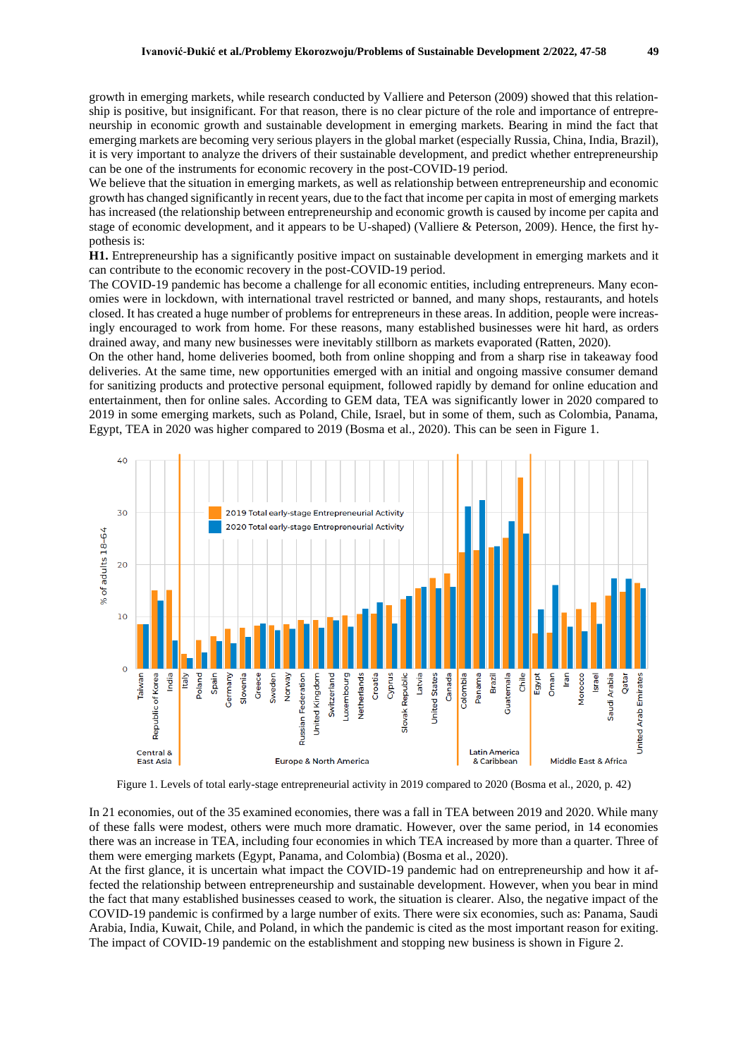growth in emerging markets, while research conducted by Valliere and Peterson (2009) showed that this relationship is positive, but insignificant. For that reason, there is no clear picture of the role and importance of entrepreneurship in economic growth and sustainable development in emerging markets. Bearing in mind the fact that emerging markets are becoming very serious players in the global market (especially Russia, China, India, Brazil), it is very important to analyze the drivers of their sustainable development, and predict whether entrepreneurship can be one of the instruments for economic recovery in the post-COVID-19 period.

We believe that the situation in emerging markets, as well as relationship between entrepreneurship and economic growth has changed significantly in recent years, due to the fact that income per capita in most of emerging markets has increased (the relationship between entrepreneurship and economic growth is caused by income per capita and stage of economic development, and it appears to be U-shaped) (Valliere & Peterson, 2009). Hence, the first hypothesis is:

**H1.** Entrepreneurship has a significantly positive impact on sustainable development in emerging markets and it can contribute to the economic recovery in the post-COVID-19 period.

The COVID-19 pandemic has become a challenge for all economic entities, including entrepreneurs. Many economies were in lockdown, with international travel restricted or banned, and many shops, restaurants, and hotels closed. It has created a huge number of problems for entrepreneurs in these areas. In addition, people were increasingly encouraged to work from home. For these reasons, many established businesses were hit hard, as orders drained away, and many new businesses were inevitably stillborn as markets evaporated (Ratten, 2020).

On the other hand, home deliveries boomed, both from online shopping and from a sharp rise in takeaway food deliveries. At the same time, new opportunities emerged with an initial and ongoing massive consumer demand for sanitizing products and protective personal equipment, followed rapidly by demand for online education and entertainment, then for online sales. According to GEM data, TEA was significantly lower in 2020 compared to 2019 in some emerging markets, such as Poland, Chile, Israel, but in some of them, such as Colombia, Panama, Egypt, TEA in 2020 was higher compared to 2019 (Bosma et al., 2020). This can be seen in Figure 1.

Figure 1. Levels of total early-stage entrepreneurial activity in 2019 compared to 2020 (Bosma et al., 2020, p. 42)

In 21 economies, out of the 35 examined economies, there was a fall in TEA between 2019 and 2020. While many of these falls were modest, others were much more dramatic. However, over the same period, in 14 economies there was an increase in TEA, including four economies in which TEA increased by more than a quarter. Three of them were emerging markets (Egypt, Panama, and Colombia) (Bosma et al., 2020).

At the first glance, it is uncertain what impact the COVID-19 pandemic had on entrepreneurship and how it affected the relationship between entrepreneurship and sustainable development. However, when you bear in mind the fact that many established businesses ceased to work, the situation is clearer. Also, the negative impact of the COVID-19 pandemic is confirmed by a large number of exits. There were six economies, such as: Panama, Saudi Arabia, India, Kuwait, Chile, and Poland, in which the pandemic is cited as the most important reason for exiting. The impact of COVID-19 pandemic on the establishment and stopping new business is shown in Figure 2.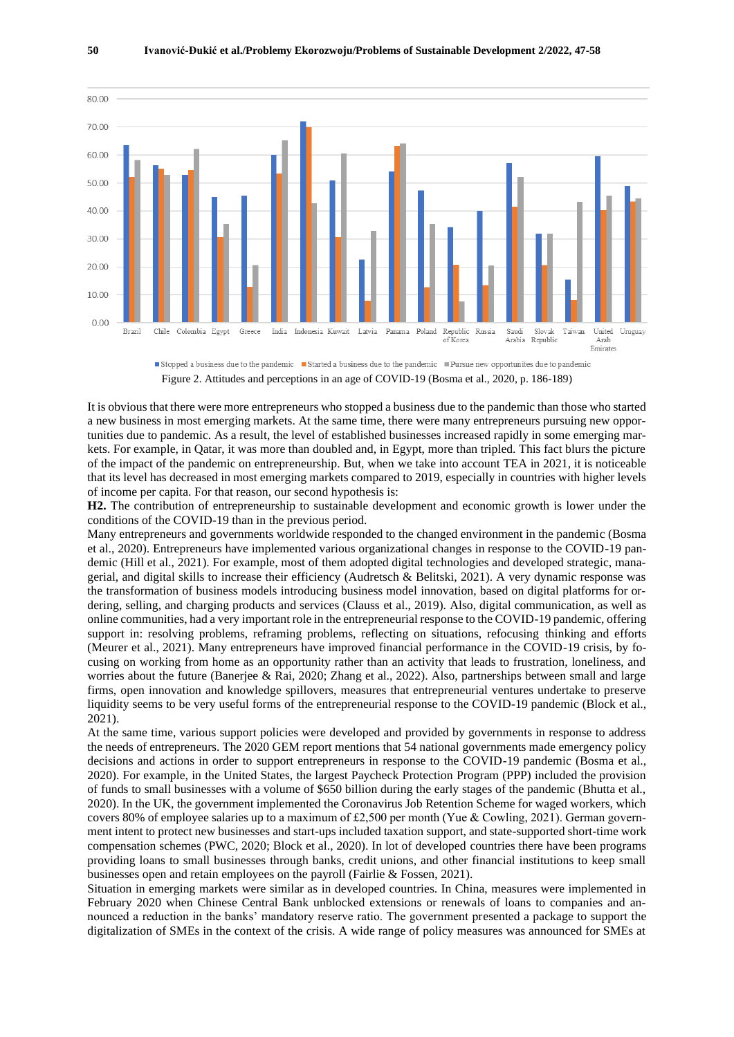Figure 2. Attitudes and perceptions in an age of COVID-19 (Bosma et al., 2020, p. 186-189)

It is obvious that there were more entrepreneurs who stopped a business due to the pandemic than those who started a new business in most emerging markets. At the same time, there were many entrepreneurs pursuing new opportunities due to pandemic. As a result, the level of established businesses increased rapidly in some emerging markets. For example, in Qatar, it was more than doubled and, in Egypt, more than tripled. This fact blurs the picture of the impact of the pandemic on entrepreneurship. But, when we take into account TEA in 2021, it is noticeable that its level has decreased in most emerging markets compared to 2019, especially in countries with higher levels of income per capita. For that reason, our second hypothesis is:

**H2.** The contribution of entrepreneurship to sustainable development and economic growth is lower under the conditions of the COVID-19 than in the previous period.

Many entrepreneurs and governments worldwide responded to the changed environment in the pandemic (Bosma et al., 2020). Entrepreneurs have implemented various organizational changes in response to the COVID-19 pandemic (Hill et al., 2021). For example, most of them adopted digital technologies and developed strategic, managerial, and digital skills to increase their efficiency (Audretsch & Belitski, 2021). A very dynamic response was the transformation of business models introducing business model innovation, based on digital platforms for ordering, selling, and charging products and services (Clauss et al., 2019). Also, digital communication, as well as online communities, had a very important role in the entrepreneurial response to the COVID-19 pandemic, offering support in: resolving problems, reframing problems, reflecting on situations, refocusing thinking and efforts (Meurer et al., 2021). Many entrepreneurs have improved financial performance in the COVID-19 crisis, by focusing on working from home as an opportunity rather than an activity that leads to frustration, loneliness, and worries about the future (Banerjee & Rai, 2020; Zhang et al., 2022). Also, partnerships between small and large firms, open innovation and knowledge spillovers, measures that entrepreneurial ventures undertake to preserve liquidity seems to be very useful forms of the entrepreneurial response to the COVID-19 pandemic (Block et al., 2021).

At the same time, various support policies were developed and provided by governments in response to address the needs of entrepreneurs. The 2020 GEM report mentions that 54 national governments made emergency policy decisions and actions in order to support entrepreneurs in response to the COVID-19 pandemic (Bosma et al., 2020). For example, in the United States, the largest Paycheck Protection Program (PPP) included the provision of funds to small businesses with a volume of $650 billion during the early stages of the pandemic (Bhutta et al., 2020). In the UK, the government implemented the Coronavirus Job Retention Scheme for waged workers, which covers 80% of employee salaries up to a maximum of £2,500 per month (Yue & Cowling, 2021). German government intent to protect new businesses and start-ups included taxation support, and state-supported short-time work compensation schemes (PWC, 2020; Block et al., 2020). In lot of developed countries there have been programs providing loans to small businesses through banks, credit unions, and other financial institutions to keep small businesses open and retain employees on the payroll (Fairlie & Fossen, 2021).

Situation in emerging markets were similar as in developed countries. In China, measures were implemented in February 2020 when Chinese Central Bank unblocked extensions or renewals of loans to companies and announced a reduction in the banks' mandatory reserve ratio. The government presented a package to support the digitalization of SMEs in the context of the crisis. A wide range of policy measures was announced for SMEs at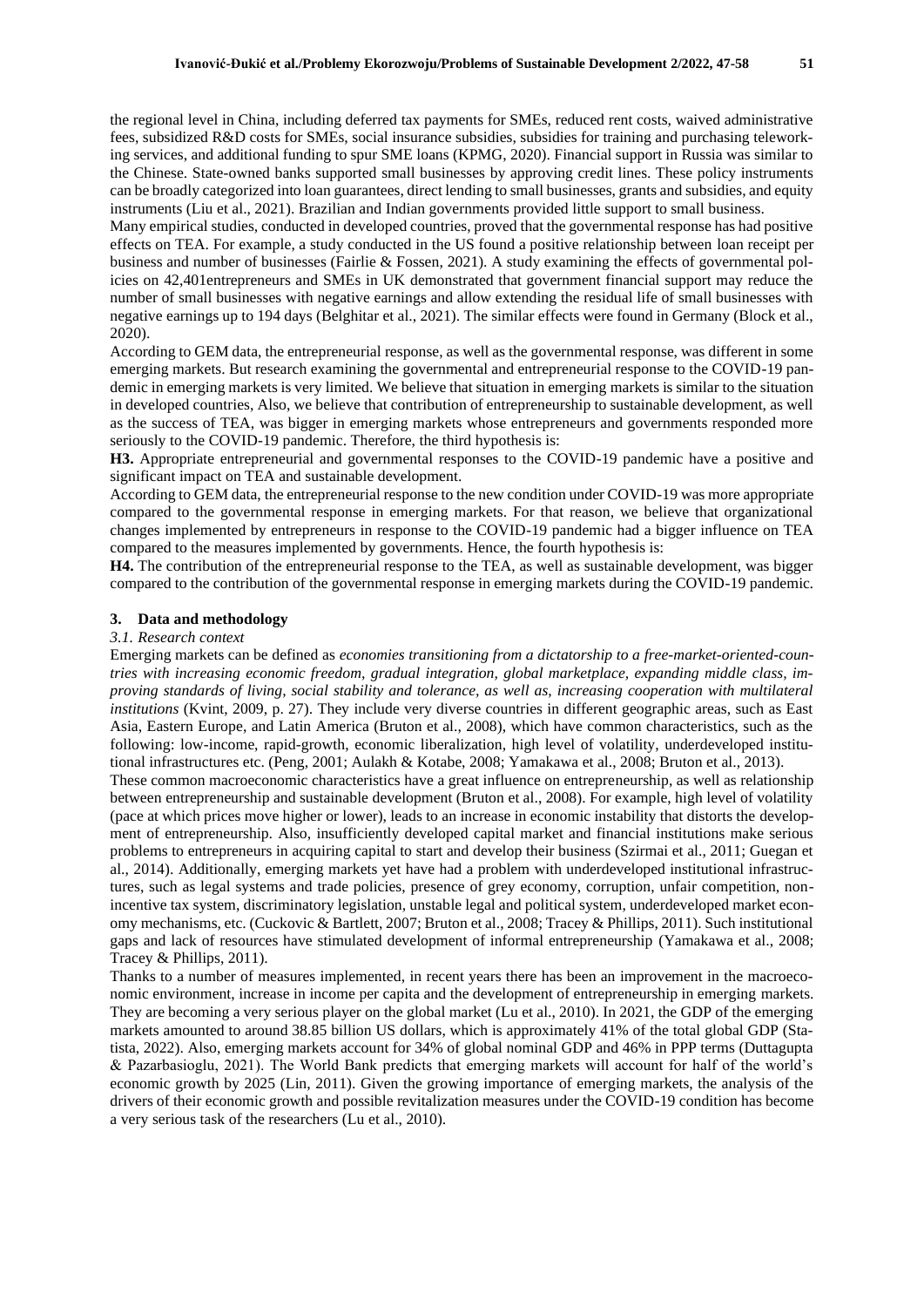the regional level in China, including deferred tax payments for SMEs, reduced rent costs, waived administrative fees, subsidized R&D costs for SMEs, social insurance subsidies, subsidies for training and purchasing teleworking services, and additional funding to spur SME loans (KPMG, 2020). Financial support in Russia was similar to the Chinese. State-owned banks supported small businesses by approving credit lines. These policy instruments can be broadly categorized into loan guarantees, direct lending to small businesses, grants and subsidies, and equity instruments (Liu et al., 2021). Brazilian and Indian governments provided little support to small business.

Many empirical studies, conducted in developed countries, proved that the governmental response has had positive effects on TEA. For example, a study conducted in the US found a positive relationship between loan receipt per business and number of businesses (Fairlie & Fossen, 2021). A study examining the effects of governmental policies on 42,401entrepreneurs and SMEs in UK demonstrated that government financial support may reduce the number of small businesses with negative earnings and allow extending the residual life of small businesses with negative earnings up to 194 days (Belghitar et al., 2021). The similar effects were found in Germany (Block et al., 2020).

According to GEM data, the entrepreneurial response, as well as the governmental response, was different in some emerging markets. But research examining the governmental and entrepreneurial response to the COVID-19 pandemic in emerging markets is very limited. We believe that situation in emerging markets is similar to the situation in developed countries, Also, we believe that contribution of entrepreneurship to sustainable development, as well as the success of TEA, was bigger in emerging markets whose entrepreneurs and governments responded more seriously to the COVID-19 pandemic. Therefore, the third hypothesis is:

**H3.** Appropriate entrepreneurial and governmental responses to the COVID-19 pandemic have a positive and significant impact on TEA and sustainable development.

According to GEM data, the entrepreneurial response to the new condition under COVID-19 was more appropriate compared to the governmental response in emerging markets. For that reason, we believe that organizational changes implemented by entrepreneurs in response to the COVID-19 pandemic had a bigger influence on TEA compared to the measures implemented by governments. Hence, the fourth hypothesis is:

**H4.** The contribution of the entrepreneurial response to the TEA, as well as sustainable development, was bigger compared to the contribution of the governmental response in emerging markets during the COVID-19 pandemic.

## 3. Data and methodology

### *3.1. Research context*

Emerging markets can be defined as *economies transitioning from a dictatorship to a free-market-oriented-countries with increasing economic freedom, gradual integration, global marketplace, expanding middle class, improving standards of living, social stability and tolerance, as well as, increasing cooperation with multilateral institutions* (Kvint, 2009, p. 27). They include very diverse countries in different geographic areas, such as East Asia, Eastern Europe, and Latin America (Bruton et al., 2008), which have common characteristics, such as the following: low-income, rapid-growth, economic liberalization, high level of volatility, underdeveloped institutional infrastructures etc. (Peng, 2001; Aulakh & Kotabe, 2008; Yamakawa et al., 2008; Bruton et al., 2013).

These common macroeconomic characteristics have a great influence on entrepreneurship, as well as relationship between entrepreneurship and sustainable development (Bruton et al., 2008). For example, high level of volatility (pace at which prices move higher or lower), leads to an increase in economic instability that distorts the development of entrepreneurship. Also, insufficiently developed capital market and financial institutions make serious problems to entrepreneurs in acquiring capital to start and develop their business (Szirmai et al., 2011; Guegan et al., 2014). Additionally, emerging markets yet have had a problem with underdeveloped institutional infrastructures, such as legal systems and trade policies, presence of grey economy, corruption, unfair competition, non-incentive tax system, discriminatory legislation, unstable legal and political system, underdeveloped market economy mechanisms, etc. (Cuckovic & Bartlett, 2007; Bruton et al., 2008; Tracey & Phillips, 2011). Such institutional gaps and lack of resources have stimulated development of informal entrepreneurship (Yamakawa et al., 2008; Tracey & Phillips, 2011).

Thanks to a number of measures implemented, in recent years there has been an improvement in the macroeconomic environment, increase in income per capita and the development of entrepreneurship in emerging markets. They are becoming a very serious player on the global market (Lu et al., 2010). In 2021, the GDP of the emerging markets amounted to around 38.85 billion US dollars, which is approximately 41% of the total global GDP (Statista, 2022). Also, emerging markets account for 34% of global nominal GDP and 46% in PPP terms (Duttagupta & Pazarbasioglu, 2021). The World Bank predicts that emerging markets will account for half of the world's economic growth by 2025 (Lin, 2011). Given the growing importance of emerging markets, the analysis of the drivers of their economic growth and possible revitalization measures under the COVID-19 condition has become a very serious task of the researchers (Lu et al., 2010).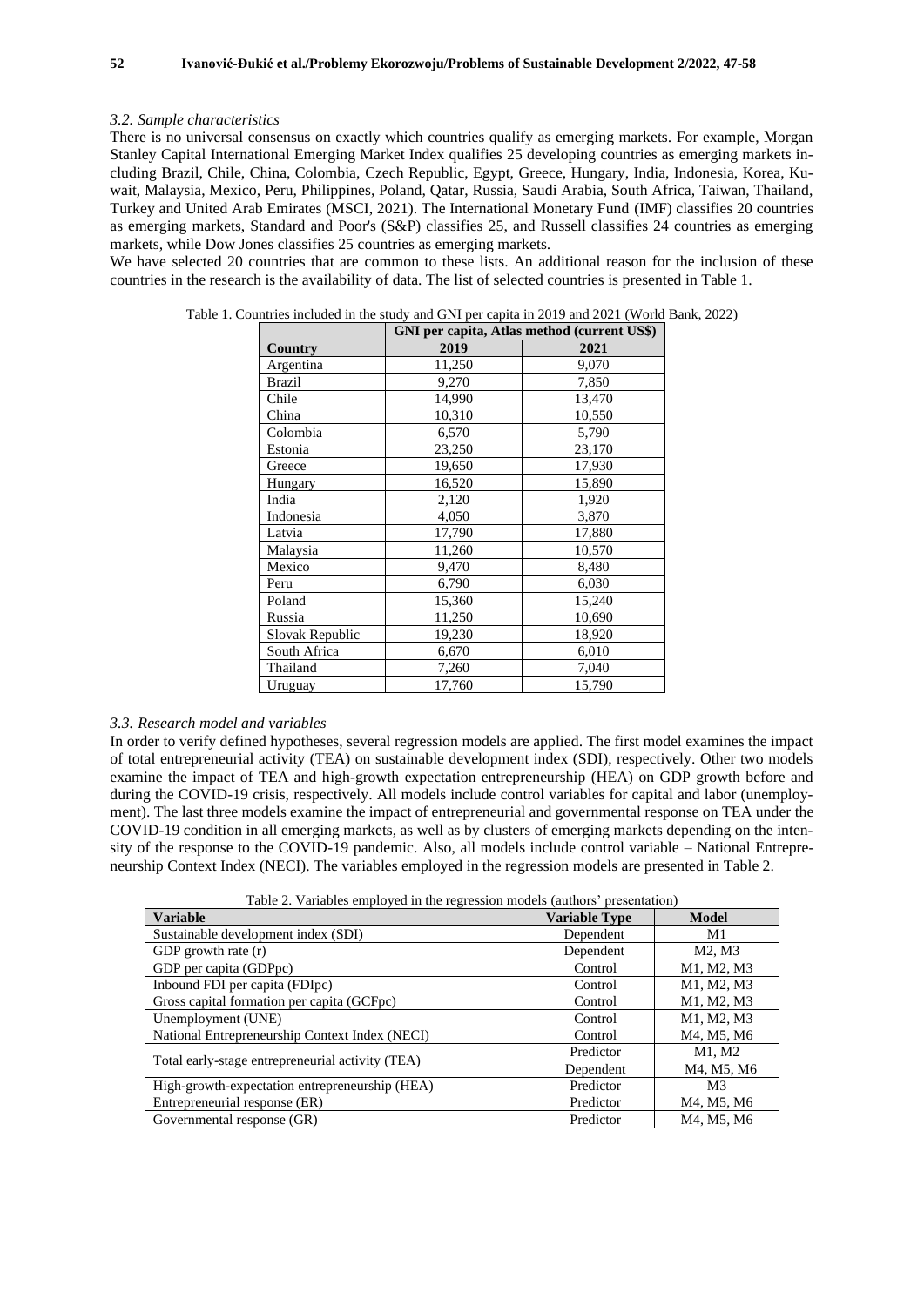### *3.2. Sample characteristics*

There is no universal consensus on exactly which countries qualify as emerging markets. For example, Morgan Stanley Capital International Emerging Market Index qualifies 25 developing countries as emerging markets including Brazil, Chile, China, Colombia, Czech Republic, Egypt, Greece, Hungary, India, Indonesia, Korea, Kuwait, Malaysia, Mexico, Peru, Philippines, Poland, Qatar, Russia, Saudi Arabia, South Africa, Taiwan, Thailand, Turkey and United Arab Emirates (MSCI, 2021). The International Monetary Fund (IMF) classifies 20 countries as emerging markets, Standard and Poor's (S&P) classifies 25, and Russell classifies 24 countries as emerging markets, while Dow Jones classifies 25 countries as emerging markets.

We have selected 20 countries that are common to these lists. An additional reason for the inclusion of these countries in the research is the availability of data. The list of selected countries is presented in Table 1.

Table 1. Countries included in the study and GNI per capita in 2019 and 2021 (World Bank, 2022)

| | GNI per capita, Atlas method (current US$) | |
|---|---|---|
| **Country** | **2019** | **2021** |
| Argentina | 11,250 | 9,070 |
| Brazil | 9,270 | 7,850 |
| Chile | 14,990 | 13,470 |
| China | 10,310 | 10,550 |
| Colombia | 6,570 | 5,790 |
| Estonia | 23,250 | 23,170 |
| Greece | 19,650 | 17,930 |
| Hungary | 16,520 | 15,890 |
| India | 2,120 | 1,920 |
| Indonesia | 4,050 | 3,870 |
| Latvia | 17,790 | 17,880 |
| Malaysia | 11,260 | 10,570 |
| Mexico | 9,470 | 8,480 |
| Peru | 6,790 | 6,030 |
| Poland | 15,360 | 15,240 |
| Russia | 11,250 | 10,690 |
| Slovak Republic | 19,230 | 18,920 |
| South Africa | 6,670 | 6,010 |
| Thailand | 7,260 | 7,040 |
| Uruguay | 17,760 | 15,790 |

### *3.3. Research model and variables*

In order to verify defined hypotheses, several regression models are applied. The first model examines the impact of total entrepreneurial activity (TEA) on sustainable development index (SDI), respectively. Other two models examine the impact of TEA and high-growth expectation entrepreneurship (HEA) on GDP growth before and during the COVID-19 crisis, respectively. All models include control variables for capital and labor (unemployment). The last three models examine the impact of entrepreneurial and governmental response on TEA under the COVID-19 condition in all emerging markets, as well as by clusters of emerging markets depending on the intensity of the response to the COVID-19 pandemic. Also, all models include control variable – National Entrepreneurship Context Index (NECI). The variables employed in the regression models are presented in Table 2.

Table 2. Variables employed in the regression models (authors' presentation)

| Variable | Variable Type | Model |
|---|---|---|
| Sustainable development index (SDI) | Dependent | M1 |
| GDP growth rate (r) | Dependent | M2, M3 |
| GDP per capita (GDPpc) | Control | M1, M2, M3 |
| Inbound FDI per capita (FDIpc) | Control | M1, M2, M3 |
| Gross capital formation per capita (GCFpc) | Control | M1, M2, M3 |
| Unemployment (UNE) | Control | M1, M2, M3 |
| National Entrepreneurship Context Index (NECI) | Control | M4, M5, M6 |
| Total early-stage entrepreneurial activity (TEA) | Predictor | M1, M2 |
| | Dependent | M4, M5, M6 |
| High-growth-expectation entrepreneurship (HEA) | Predictor | M3 |
| Entrepreneurial response (ER) | Predictor | M4, M5, M6 |
| Governmental response (GR) | Predictor | M4, M5, M6 |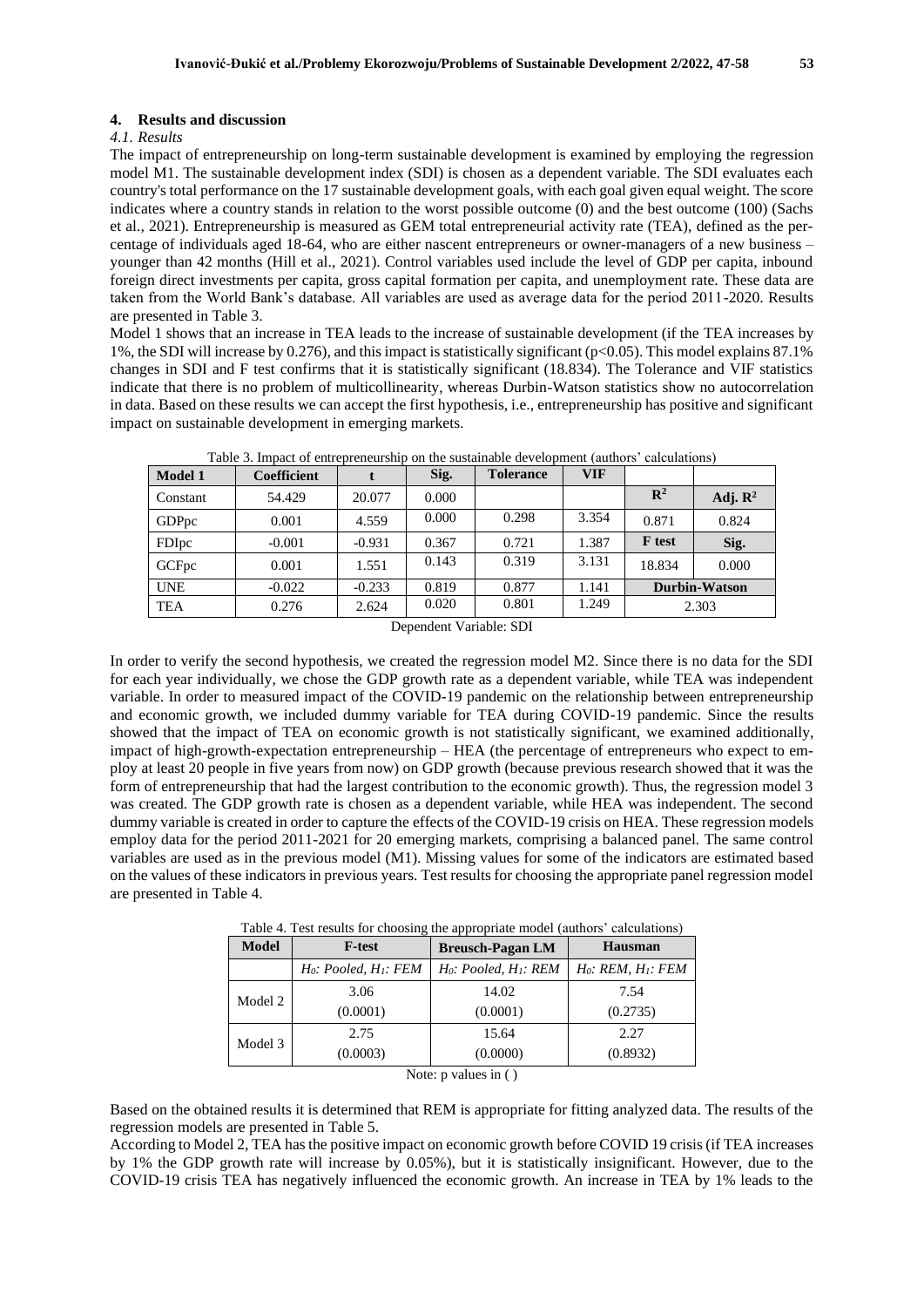## 4. Results and discussion

### 4.1. Results

The impact of entrepreneurship on long-term sustainable development is examined by employing the regression model M1. The sustainable development index (SDI) is chosen as a dependent variable. The SDI evaluates each country's total performance on the 17 sustainable development goals, with each goal given equal weight. The score indicates where a country stands in relation to the worst possible outcome (0) and the best outcome (100) (Sachs et al., 2021). Entrepreneurship is measured as GEM total entrepreneurial activity rate (TEA), defined as the percentage of individuals aged 18-64, who are either nascent entrepreneurs or owner-managers of a new business – younger than 42 months (Hill et al., 2021). Control variables used include the level of GDP per capita, inbound foreign direct investments per capita, gross capital formation per capita, and unemployment rate. These data are taken from the World Bank's database. All variables are used as average data for the period 2011-2020. Results are presented in Table 3.

Model 1 shows that an increase in TEA leads to the increase of sustainable development (if the TEA increases by 1%, the SDI will increase by 0.276), and this impact is statistically significant ($p<0.05$). This model explains 87.1% changes in SDI and F test confirms that it is statistically significant (18.834). The Tolerance and VIF statistics indicate that there is no problem of multicollinearity, whereas Durbin-Watson statistics show no autocorrelation in data. Based on these results we can accept the first hypothesis, i.e., entrepreneurship has positive and significant impact on sustainable development in emerging markets.

Table 3. Impact of entrepreneurship on the sustainable development (authors' calculations)

| Model 1 | Coefficient | t | Sig. | Tolerance | VIF | | |
|---|---|---|---|---|---|---|---|
| Constant | 54.429 | 20.077 | 0.000 | | | $R^2$ | Adj. $R^2$ |
| GDPpc | 0.001 | 4.559 | 0.000 | 0.298 | 3.354 | 0.871 | 0.824 |
| FDIpc | -0.001 | -0.931 | 0.367 | 0.721 | 1.387 | F test | Sig. |
| GCFpc | 0.001 | 1.551 | 0.143 | 0.319 | 3.131 | 18.834 | 0.000 |
| UNE | -0.022 | -0.233 | 0.819 | 0.877 | 1.141 | Durbin-Watson | |
| TEA | 0.276 | 2.624 | 0.020 | 0.801 | 1.249 | 2.303 | |

Dependent Variable: SDI

In order to verify the second hypothesis, we created the regression model M2. Since there is no data for the SDI for each year individually, we chose the GDP growth rate as a dependent variable, while TEA was independent variable. In order to measured impact of the COVID-19 pandemic on the relationship between entrepreneurship and economic growth, we included dummy variable for TEA during COVID-19 pandemic. Since the results showed that the impact of TEA on economic growth is not statistically significant, we examined additionally, impact of high-growth-expectation entrepreneurship – HEA (the percentage of entrepreneurs who expect to employ at least 20 people in five years from now) on GDP growth (because previous research showed that it was the form of entrepreneurship that had the largest contribution to the economic growth). Thus, the regression model 3 was created. The GDP growth rate is chosen as a dependent variable, while HEA was independent. The second dummy variable is created in order to capture the effects of the COVID-19 crisis on HEA. These regression models employ data for the period 2011-2021 for 20 emerging markets, comprising a balanced panel. The same control variables are used as in the previous model (M1). Missing values for some of the indicators are estimated based on the values of these indicators in previous years. Test results for choosing the appropriate panel regression model are presented in Table 4.

Table 4. Test results for choosing the appropriate model (authors' calculations)

| Model | F-test | Breusch-Pagan LM | Hausman |
|---|---|---|---|
| | $H_0$: Pooled, $H_1$: FEM | $H_0$: Pooled, $H_1$: REM | $H_0$: REM, $H_1$: FEM |
| Model 2 | 3.06 (0.0001) | 14.02 (0.0001) | 7.54 (0.2735) |
| Model 3 | 2.75 (0.0003) | 15.64 (0.0000) | 2.27 (0.8932) |

Note: p values in ( )

Based on the obtained results it is determined that REM is appropriate for fitting analyzed data. The results of the regression models are presented in Table 5.

According to Model 2, TEA has the positive impact on economic growth before COVID 19 crisis (if TEA increases by 1% the GDP growth rate will increase by 0.05%), but it is statistically insignificant. However, due to the COVID-19 crisis TEA has negatively influenced the economic growth. An increase in TEA by 1% leads to the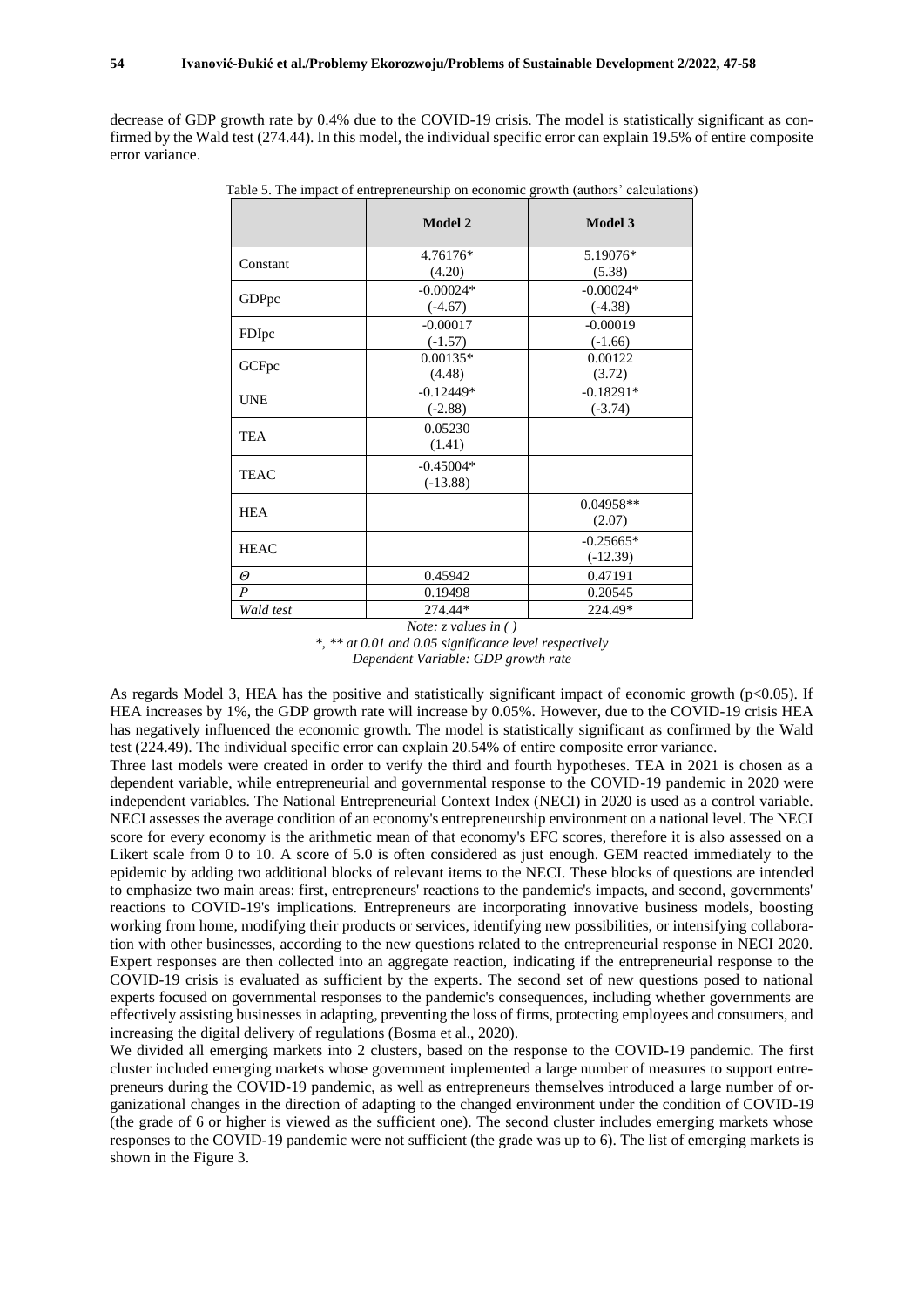decrease of GDP growth rate by 0.4% due to the COVID-19 crisis. The model is statistically significant as confirmed by the Wald test (274.44). In this model, the individual specific error can explain 19.5% of entire composite error variance.

Table 5. The impact of entrepreneurship on economic growth (authors' calculations)

| | Model 2 | Model 3 |
|---|---|---|
| Constant | 4.76176* (4.20) | 5.19076* (5.38) |
| GDPpc | -0.00024* (-4.67) | -0.00024* (-4.38) |
| FDIpc | -0.00017 (-1.57) | -0.00019 (-1.66) |
| GCFpc | 0.00135* (4.48) | 0.00122 (3.72) |
| UNE | -0.12449* (-2.88) | -0.18291* (-3.74) |
| TEA | 0.05230 (1.41) | |
| TEAC | -0.45004* (-13.88) | |
| HEA | | 0.04958** (2.07) |
| HEAC | | -0.25665* (-12.39) |
| $\Theta$ | 0.45942 | 0.47191 |
| $P$ | 0.19498 | 0.20545 |
| *Wald test* | 274.44* | 224.49* |

*Note: z values in ( )*
*\*, \*\* at 0.01 and 0.05 significance level respectively*
*Dependent Variable: GDP growth rate*

As regards Model 3, HEA has the positive and statistically significant impact of economic growth ($p<0.05$). If HEA increases by 1%, the GDP growth rate will increase by 0.05%. However, due to the COVID-19 crisis HEA has negatively influenced the economic growth. The model is statistically significant as confirmed by the Wald test (224.49). The individual specific error can explain 20.54% of entire composite error variance.

Three last models were created in order to verify the third and fourth hypotheses. TEA in 2021 is chosen as a dependent variable, while entrepreneurial and governmental response to the COVID-19 pandemic in 2020 were independent variables. The National Entrepreneurial Context Index (NECI) in 2020 is used as a control variable. NECI assesses the average condition of an economy's entrepreneurship environment on a national level. The NECI score for every economy is the arithmetic mean of that economy's EFC scores, therefore it is also assessed on a Likert scale from 0 to 10. A score of 5.0 is often considered as just enough. GEM reacted immediately to the epidemic by adding two additional blocks of relevant items to the NECI. These blocks of questions are intended to emphasize two main areas: first, entrepreneurs' reactions to the pandemic's impacts, and second, governments' reactions to COVID-19's implications. Entrepreneurs are incorporating innovative business models, boosting working from home, modifying their products or services, identifying new possibilities, or intensifying collaboration with other businesses, according to the new questions related to the entrepreneurial response in NECI 2020. Expert responses are then collected into an aggregate reaction, indicating if the entrepreneurial response to the COVID-19 crisis is evaluated as sufficient by the experts. The second set of new questions posed to national experts focused on governmental responses to the pandemic's consequences, including whether governments are effectively assisting businesses in adapting, preventing the loss of firms, protecting employees and consumers, and increasing the digital delivery of regulations (Bosma et al., 2020).

We divided all emerging markets into 2 clusters, based on the response to the COVID-19 pandemic. The first cluster included emerging markets whose government implemented a large number of measures to support entrepreneurs during the COVID-19 pandemic, as well as entrepreneurs themselves introduced a large number of organizational changes in the direction of adapting to the changed environment under the condition of COVID-19 (the grade of 6 or higher is viewed as the sufficient one). The second cluster includes emerging markets whose responses to the COVID-19 pandemic were not sufficient (the grade was up to 6). The list of emerging markets is shown in the Figure 3.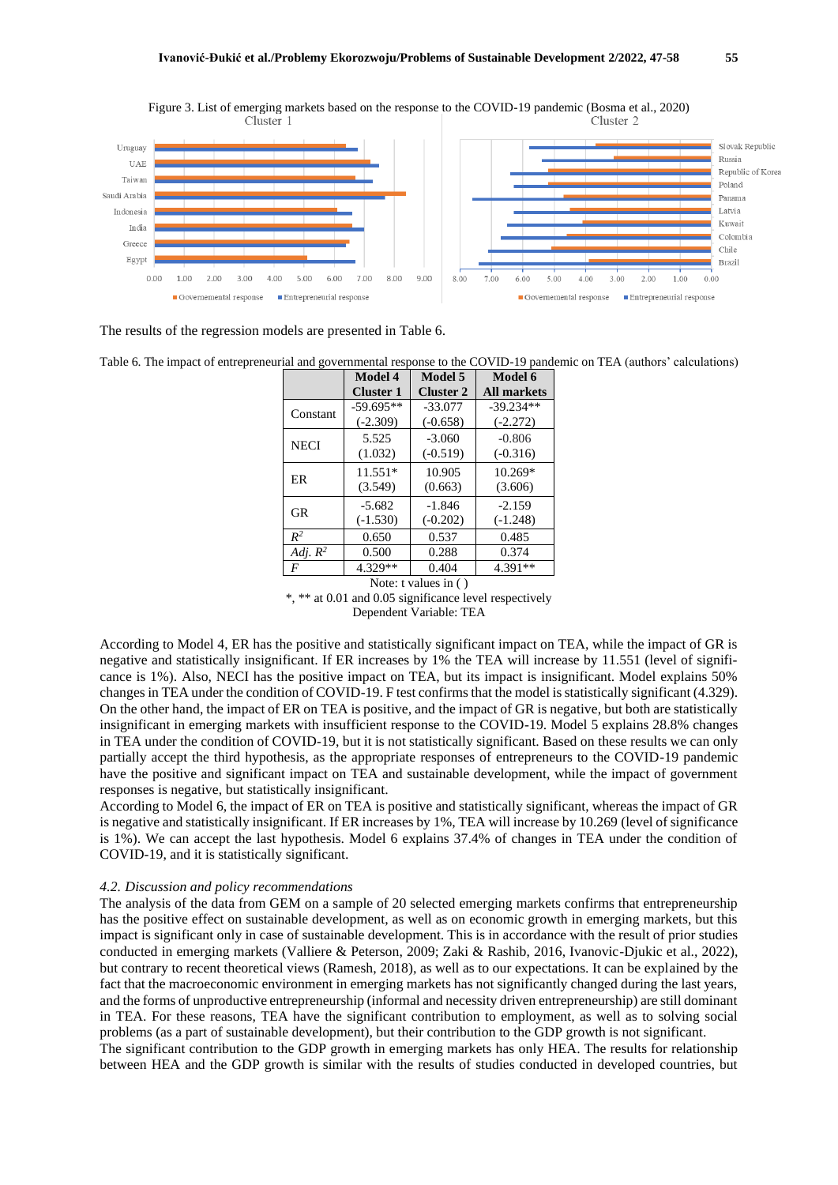Figure 3. List of emerging markets based on the response to the COVID-19 pandemic (Bosma et al., 2020)

The results of the regression models are presented in Table 6.

Table 6. The impact of entrepreneurial and governmental response to the COVID-19 pandemic on TEA (authors' calculations)

| | Model 4<br>Cluster 1 | Model 5<br>Cluster 2 | Model 6<br>All markets |
|---|---|---|---|
| Constant | -59.695**<br>(-2.309) | -33.077<br>(-0.658) | -39.234**<br>(-2.272) |
| NECI | 5.525<br>(1.032) | -3.060<br>(-0.519) | -0.806<br>(-0.316) |
| ER | 11.551*<br>(3.549) | 10.905<br>(0.663) | 10.269*<br>(3.606) |
| GR | -5.682<br>(-1.530) | -1.846<br>(-0.202) | -2.159<br>(-1.248) |
| $R^2$ | 0.650 | 0.537 | 0.485 |
| *Adj.* $R^2$ | 0.500 | 0.288 | 0.374 |
| *F* | 4.329** | 0.404 | 4.391** |

Note: t values in ( )
*, ** at 0.01 and 0.05 significance level respectively
Dependent Variable: TEA

According to Model 4, ER has the positive and statistically significant impact on TEA, while the impact of GR is negative and statistically insignificant. If ER increases by 1% the TEA will increase by 11.551 (level of significance is 1%). Also, NECI has the positive impact on TEA, but its impact is insignificant. Model explains 50% changes in TEA under the condition of COVID-19. F test confirms that the model is statistically significant (4.329). On the other hand, the impact of ER on TEA is positive, and the impact of GR is negative, but both are statistically insignificant in emerging markets with insufficient response to the COVID-19. Model 5 explains 28.8% changes in TEA under the condition of COVID-19, but it is not statistically significant. Based on these results we can only partially accept the third hypothesis, as the appropriate responses of entrepreneurs to the COVID-19 pandemic have the positive and significant impact on TEA and sustainable development, while the impact of government responses is negative, but statistically insignificant.

According to Model 6, the impact of ER on TEA is positive and statistically significant, whereas the impact of GR is negative and statistically insignificant. If ER increases by 1%, TEA will increase by 10.269 (level of significance is 1%). We can accept the last hypothesis. Model 6 explains 37.4% of changes in TEA under the condition of COVID-19, and it is statistically significant.

### *4.2. Discussion and policy recommendations*

The analysis of the data from GEM on a sample of 20 selected emerging markets confirms that entrepreneurship has the positive effect on sustainable development, as well as on economic growth in emerging markets, but this impact is significant only in case of sustainable development. This is in accordance with the result of prior studies conducted in emerging markets (Valliere & Peterson, 2009; Zaki & Rashib, 2016, Ivanovic-Djukic et al., 2022), but contrary to recent theoretical views (Ramesh, 2018), as well as to our expectations. It can be explained by the fact that the macroeconomic environment in emerging markets has not significantly changed during the last years, and the forms of unproductive entrepreneurship (informal and necessity driven entrepreneurship) are still dominant in TEA. For these reasons, TEA have the significant contribution to employment, as well as to solving social problems (as a part of sustainable development), but their contribution to the GDP growth is not significant.

The significant contribution to the GDP growth in emerging markets has only HEA. The results for relationship between HEA and the GDP growth is similar with the results of studies conducted in developed countries, but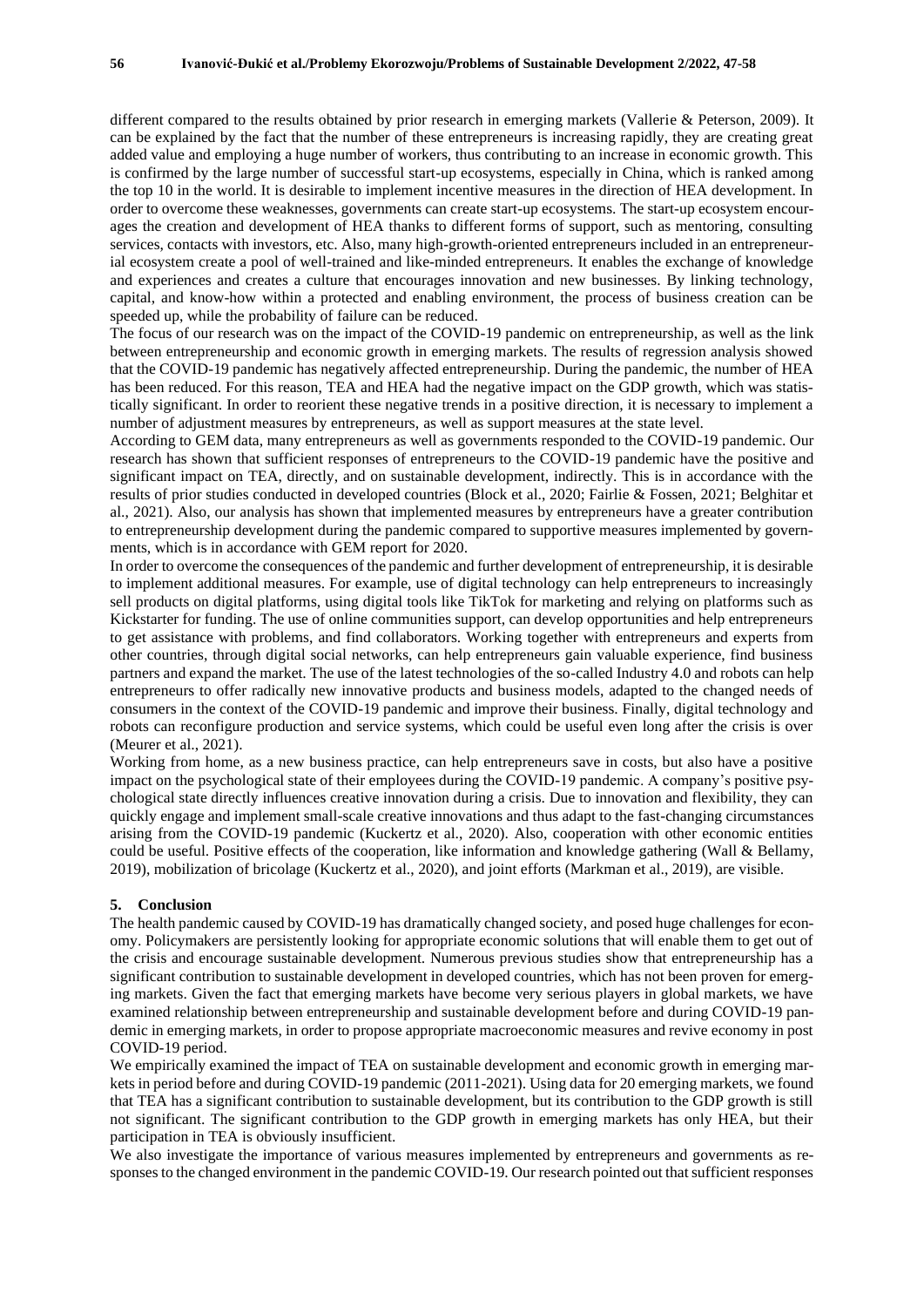different compared to the results obtained by prior research in emerging markets (Vallerie & Peterson, 2009). It can be explained by the fact that the number of these entrepreneurs is increasing rapidly, they are creating great added value and employing a huge number of workers, thus contributing to an increase in economic growth. This is confirmed by the large number of successful start-up ecosystems, especially in China, which is ranked among the top 10 in the world. It is desirable to implement incentive measures in the direction of HEA development. In order to overcome these weaknesses, governments can create start-up ecosystems. The start-up ecosystem encourages the creation and development of HEA thanks to different forms of support, such as mentoring, consulting services, contacts with investors, etc. Also, many high-growth-oriented entrepreneurs included in an entrepreneurial ecosystem create a pool of well-trained and like-minded entrepreneurs. It enables the exchange of knowledge and experiences and creates a culture that encourages innovation and new businesses. By linking technology, capital, and know-how within a protected and enabling environment, the process of business creation can be speeded up, while the probability of failure can be reduced.

The focus of our research was on the impact of the COVID-19 pandemic on entrepreneurship, as well as the link between entrepreneurship and economic growth in emerging markets. The results of regression analysis showed that the COVID-19 pandemic has negatively affected entrepreneurship. During the pandemic, the number of HEA has been reduced. For this reason, TEA and HEA had the negative impact on the GDP growth, which was statistically significant. In order to reorient these negative trends in a positive direction, it is necessary to implement a number of adjustment measures by entrepreneurs, as well as support measures at the state level.

According to GEM data, many entrepreneurs as well as governments responded to the COVID-19 pandemic. Our research has shown that sufficient responses of entrepreneurs to the COVID-19 pandemic have the positive and significant impact on TEA, directly, and on sustainable development, indirectly. This is in accordance with the results of prior studies conducted in developed countries (Block et al., 2020; Fairlie & Fossen, 2021; Belghitar et al., 2021). Also, our analysis has shown that implemented measures by entrepreneurs have a greater contribution to entrepreneurship development during the pandemic compared to supportive measures implemented by governments, which is in accordance with GEM report for 2020.

In order to overcome the consequences of the pandemic and further development of entrepreneurship, it is desirable to implement additional measures. For example, use of digital technology can help entrepreneurs to increasingly sell products on digital platforms, using digital tools like TikTok for marketing and relying on platforms such as Kickstarter for funding. The use of online communities support, can develop opportunities and help entrepreneurs to get assistance with problems, and find collaborators. Working together with entrepreneurs and experts from other countries, through digital social networks, can help entrepreneurs gain valuable experience, find business partners and expand the market. The use of the latest technologies of the so-called Industry 4.0 and robots can help entrepreneurs to offer radically new innovative products and business models, adapted to the changed needs of consumers in the context of the COVID-19 pandemic and improve their business. Finally, digital technology and robots can reconfigure production and service systems, which could be useful even long after the crisis is over (Meurer et al., 2021).

Working from home, as a new business practice, can help entrepreneurs save in costs, but also have a positive impact on the psychological state of their employees during the COVID-19 pandemic. A company's positive psychological state directly influences creative innovation during a crisis. Due to innovation and flexibility, they can quickly engage and implement small-scale creative innovations and thus adapt to the fast-changing circumstances arising from the COVID-19 pandemic (Kuckertz et al., 2020). Also, cooperation with other economic entities could be useful. Positive effects of the cooperation, like information and knowledge gathering (Wall & Bellamy, 2019), mobilization of bricolage (Kuckertz et al., 2020), and joint efforts (Markman et al., 2019), are visible.

## 5. Conclusion

The health pandemic caused by COVID-19 has dramatically changed society, and posed huge challenges for economy. Policymakers are persistently looking for appropriate economic solutions that will enable them to get out of the crisis and encourage sustainable development. Numerous previous studies show that entrepreneurship has a significant contribution to sustainable development in developed countries, which has not been proven for emerging markets. Given the fact that emerging markets have become very serious players in global markets, we have examined relationship between entrepreneurship and sustainable development before and during COVID-19 pandemic in emerging markets, in order to propose appropriate macroeconomic measures and revive economy in post COVID-19 period.

We empirically examined the impact of TEA on sustainable development and economic growth in emerging markets in period before and during COVID-19 pandemic (2011-2021). Using data for 20 emerging markets, we found that TEA has a significant contribution to sustainable development, but its contribution to the GDP growth is still not significant. The significant contribution to the GDP growth in emerging markets has only HEA, but their participation in TEA is obviously insufficient.

We also investigate the importance of various measures implemented by entrepreneurs and governments as responses to the changed environment in the pandemic COVID-19. Our research pointed out that sufficient responses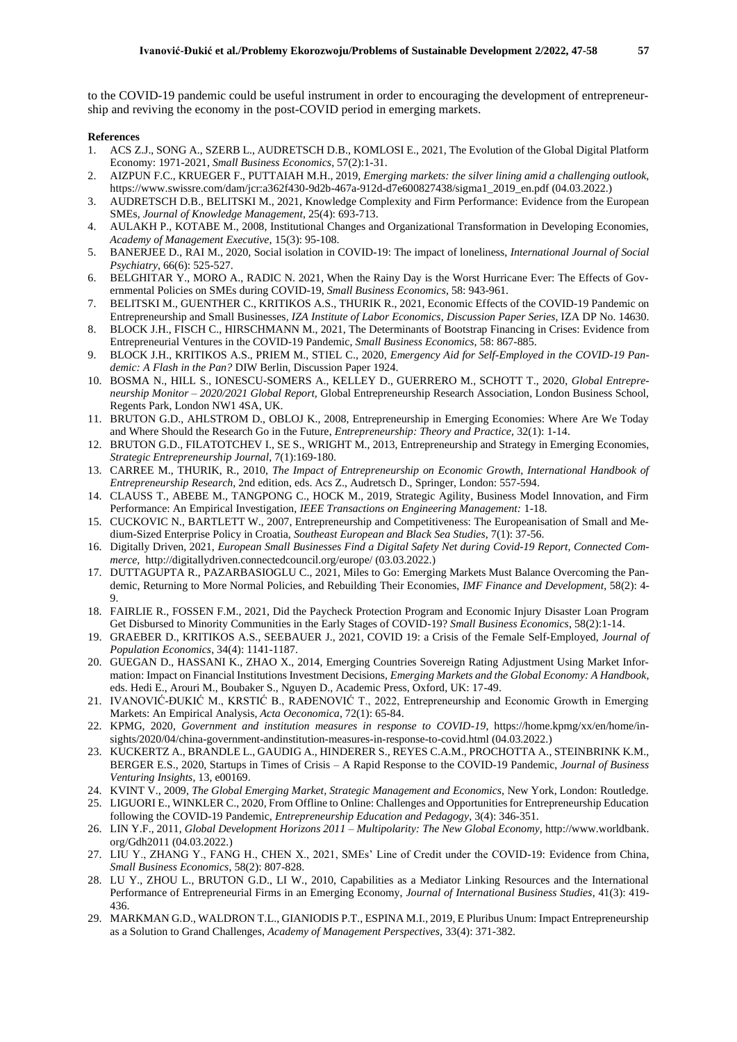to the COVID-19 pandemic could be useful instrument in order to encouraging the development of entrepreneurship and reviving the economy in the post-COVID period in emerging markets.

**References**

1. ACS Z.J., SONG A., SZERB L., AUDRETSCH D.B., KOMLOSI E., 2021, The Evolution of the Global Digital Platform Economy: 1971-2021, *Small Business Economics*, 57(2):1-31.
2. AIZPUN F.C., KRUEGER F., PUTTAIAH M.H., 2019, *Emerging markets: the silver lining amid a challenging outlook*, https://www.swissre.com/dam/jcr:a362f430-9d2b-467a-912d-d7e600827438/sigma1_2019_en.pdf (04.03.2022.)
3. AUDRETSCH D.B., BELITSKI M., 2021, Knowledge Complexity and Firm Performance: Evidence from the European SMEs, *Journal of Knowledge Management*, 25(4): 693-713.
4. AULAKH P., KOTABE M., 2008, Institutional Changes and Organizational Transformation in Developing Economies, *Academy of Management Executive*, 15(3): 95-108.
5. BANERJEE D., RAI M., 2020, Social isolation in COVID-19: The impact of loneliness, *International Journal of Social Psychiatry*, 66(6): 525-527.
6. BELGHITAR Y., MORO A., RADIC N. 2021, When the Rainy Day is the Worst Hurricane Ever: The Effects of Governmental Policies on SMEs during COVID-19, *Small Business Economics*, 58: 943-961.
7. BELITSKI M., GUENTHER C., KRITIKOS A.S., THURIK R., 2021, Economic Effects of the COVID-19 Pandemic on Entrepreneurship and Small Businesses, *IZA Institute of Labor Economics, Discussion Paper Series*, IZA DP No. 14630.
8. BLOCK J.H., FISCH C., HIRSCHMANN M., 2021, The Determinants of Bootstrap Financing in Crises: Evidence from Entrepreneurial Ventures in the COVID-19 Pandemic, *Small Business Economics*, 58: 867-885.
9. BLOCK J.H., KRITIKOS A.S., PRIEM M., STIEL C., 2020, *Emergency Aid for Self-Employed in the COVID-19 Pandemic: A Flash in the Pan?* DIW Berlin, Discussion Paper 1924.
10. BOSMA N., HILL S., IONESCU-SOMERS A., KELLEY D., GUERRERO M., SCHOTT T., 2020, *Global Entrepreneurship Monitor – 2020/2021 Global Report*, Global Entrepreneurship Research Association, London Business School, Regents Park, London NW1 4SA, UK.
11. BRUTON G.D., AHLSTROM D., OBLOJ K., 2008, Entrepreneurship in Emerging Economies: Where Are We Today and Where Should the Research Go in the Future, *Entrepreneurship: Theory and Practice*, 32(1): 1-14.
12. BRUTON G.D., FILATOTCHEV I., SE S., WRIGHT M., 2013, Entrepreneurship and Strategy in Emerging Economies, *Strategic Entrepreneurship Journal*, 7(1):169-180.
13. CARREE M., THURIK, R., 2010, *The Impact of Entrepreneurship on Economic Growth, International Handbook of Entrepreneurship Research*, 2nd edition, eds. Acs Z., Audretsch D., Springer, London: 557-594.
14. CLAUSS T., ABEBE M., TANGPONG C., HOCK M., 2019, Strategic Agility, Business Model Innovation, and Firm Performance: An Empirical Investigation, *IEEE Transactions on Engineering Management:* 1-18.
15. CUCKOVIC N., BARTLETT W., 2007, Entrepreneurship and Competitiveness: The Europeanisation of Small and Medium-Sized Enterprise Policy in Croatia, *Southeast European and Black Sea Studies*, 7(1): 37-56.
16. Digitally Driven, 2021, *European Small Businesses Find a Digital Safety Net during Covid-19 Report, Connected Commerce*, http://digitallydriven.connectedcouncil.org/europe/ (03.03.2022.)
17. DUTTAGUPTA R., PAZARBASIOGLU C., 2021, Miles to Go: Emerging Markets Must Balance Overcoming the Pandemic, Returning to More Normal Policies, and Rebuilding Their Economies, *IMF Finance and Development*, 58(2): 4-9.
18. FAIRLIE R., FOSSEN F.M., 2021, Did the Paycheck Protection Program and Economic Injury Disaster Loan Program Get Disbursed to Minority Communities in the Early Stages of COVID-19? *Small Business Economics*, 58(2):1-14.
19. GRAEBER D., KRITIKOS A.S., SEEBAUER J., 2021, COVID 19: a Crisis of the Female Self-Employed, *Journal of Population Economics*, 34(4): 1141-1187.
20. GUEGAN D., HASSANI K., ZHAO X., 2014, Emerging Countries Sovereign Rating Adjustment Using Market Information: Impact on Financial Institutions Investment Decisions, *Emerging Markets and the Global Economy: A Handbook*, eds. Hedi E., Arouri M., Boubaker S., Nguyen D., Academic Press, Oxford, UK: 17-49.
21. IVANOVIĆ-ĐUKIĆ M., KRSTIĆ B., RAĐENOVIĆ T., 2022, Entrepreneurship and Economic Growth in Emerging Markets: An Empirical Analysis, *Acta Oeconomica*, 72(1): 65-84.
22. KPMG, 2020, *Government and institution measures in response to COVID-19*, https://home.kpmg/xx/en/home/insights/2020/04/china-government-andinstitution-measures-in-response-to-covid.html (04.03.2022.)
23. KUCKERTZ A., BRANDLE L., GAUDIG A., HINDERER S., REYES C.A.M., PROCHOTTA A., STEINBRINK K.M., BERGER E.S., 2020, Startups in Times of Crisis – A Rapid Response to the COVID-19 Pandemic, *Journal of Business Venturing Insights*, 13, e00169.
24. KVINT V., 2009, *The Global Emerging Market, Strategic Management and Economics*, New York, London: Routledge.
25. LIGUORI E., WINKLER C., 2020, From Offline to Online: Challenges and Opportunities for Entrepreneurship Education following the COVID-19 Pandemic, *Entrepreneurship Education and Pedagogy*, 3(4): 346-351.
26. LIN Y.F., 2011, *Global Development Horizons 2011 – Multipolarity: The New Global Economy*, http://www.worldbank.org/Gdh2011 (04.03.2022.)
27. LIU Y., ZHANG Y., FANG H., CHEN X., 2021, SMEs' Line of Credit under the COVID-19: Evidence from China, *Small Business Economics*, 58(2): 807-828.
28. LU Y., ZHOU L., BRUTON G.D., LI W., 2010, Capabilities as a Mediator Linking Resources and the International Performance of Entrepreneurial Firms in an Emerging Economy, *Journal of International Business Studies*, 41(3): 419-436.
29. MARKMAN G.D., WALDRON T.L., GIANIODIS P.T., ESPINA M.I., 2019, E Pluribus Unum: Impact Entrepreneurship as a Solution to Grand Challenges, *Academy of Management Perspectives*, 33(4): 371-382.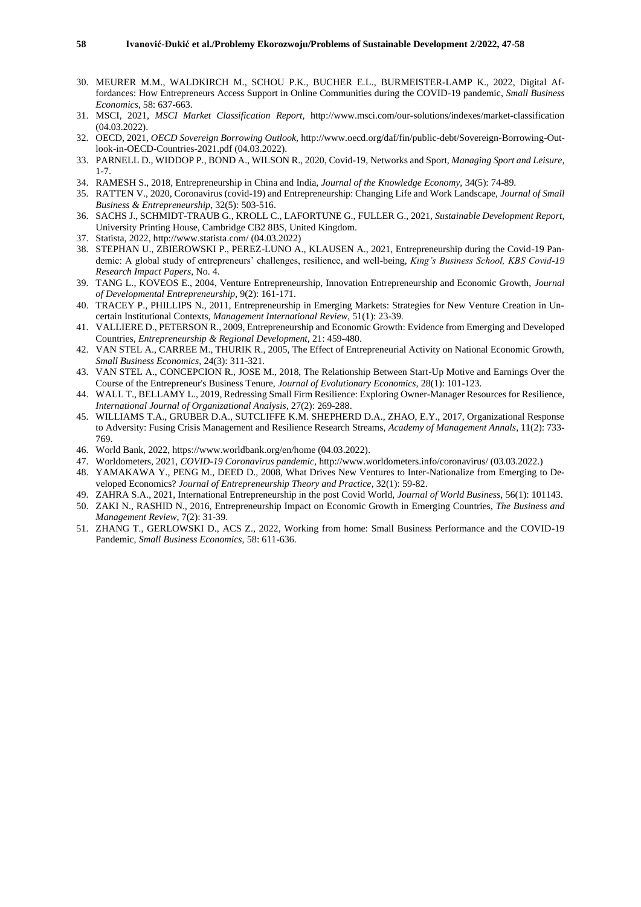30. MEURER M.M., WALDKIRCH M., SCHOU P.K., BUCHER E.L., BURMEISTER-LAMP K., 2022, Digital Affordances: How Entrepreneurs Access Support in Online Communities during the COVID-19 pandemic, *Small Business Economics*, 58: 637-663.
31. MSCI, 2021, *MSCI Market Classification Report*, http://www.msci.com/our-solutions/indexes/market-classification (04.03.2022).
32. OECD, 2021, *OECD Sovereign Borrowing Outlook*, http://www.oecd.org/daf/fin/public-debt/Sovereign-Borrowing-Outlook-in-OECD-Countries-2021.pdf (04.03.2022).
33. PARNELL D., WIDDOP P., BOND A., WILSON R., 2020, Covid-19, Networks and Sport, *Managing Sport and Leisure*, 1-7.
34. RAMESH S., 2018, Entrepreneurship in China and India, *Journal of the Knowledge Economy*, 34(5): 74-89.
35. RATTEN V., 2020, Coronavirus (covid-19) and Entrepreneurship: Changing Life and Work Landscape, *Journal of Small Business & Entrepreneurship*, 32(5): 503-516.
36. SACHS J., SCHMIDT-TRAUB G., KROLL C., LAFORTUNE G., FULLER G., 2021, *Sustainable Development Report*, University Printing House, Cambridge CB2 8BS, United Kingdom.
37. Statista, 2022, http://www.statista.com/ (04.03.2022)
38. STEPHAN U., ZBIEROWSKI P., PEREZ-LUNO A., KLAUSEN A., 2021, Entrepreneurship during the Covid-19 Pandemic: A global study of entrepreneurs' challenges, resilience, and well-being, *King's Business School, KBS Covid-19 Research Impact Papers*, No. 4.
39. TANG L., KOVEOS E., 2004, Venture Entrepreneurship, Innovation Entrepreneurship and Economic Growth, *Journal of Developmental Entrepreneurship*, 9(2): 161-171.
40. TRACEY P., PHILLIPS N., 2011, Entrepreneurship in Emerging Markets: Strategies for New Venture Creation in Uncertain Institutional Contexts, *Management International Review*, 51(1): 23-39.
41. VALLIERE D., PETERSON R., 2009, Entrepreneurship and Economic Growth: Evidence from Emerging and Developed Countries, *Entrepreneurship & Regional Development*, 21: 459-480.
42. VAN STEL A., CARREE M., THURIK R., 2005, The Effect of Entrepreneurial Activity on National Economic Growth, *Small Business Economics*, 24(3): 311-321.
43. VAN STEL A., CONCEPCION R., JOSE M., 2018, The Relationship Between Start-Up Motive and Earnings Over the Course of the Entrepreneur's Business Tenure, *Journal of Evolutionary Economics*, 28(1): 101-123.
44. WALL T., BELLAMY L., 2019, Redressing Small Firm Resilience: Exploring Owner-Manager Resources for Resilience, *International Journal of Organizational Analysis*, 27(2): 269-288.
45. WILLIAMS T.A., GRUBER D.A., SUTCLIFFE K.M. SHEPHERD D.A., ZHAO, E.Y., 2017, Organizational Response to Adversity: Fusing Crisis Management and Resilience Research Streams, *Academy of Management Annals*, 11(2): 733-769.
46. World Bank, 2022, https://www.worldbank.org/en/home (04.03.2022).
47. Worldometers, 2021, *COVID-19 Coronavirus pandemic*, http://www.worldometers.info/coronavirus/ (03.03.2022.)
48. YAMAKAWA Y., PENG M., DEED D., 2008, What Drives New Ventures to Inter-Nationalize from Emerging to Developed Economics? *Journal of Entrepreneurship Theory and Practice*, 32(1): 59-82.
49. ZAHRA S.A., 2021, International Entrepreneurship in the post Covid World, *Journal of World Business*, 56(1): 101143.
50. ZAKI N., RASHID N., 2016, Entrepreneurship Impact on Economic Growth in Emerging Countries, *The Business and Management Review*, 7(2): 31-39.
51. ZHANG T., GERLOWSKI D., ACS Z., 2022, Working from home: Small Business Performance and the COVID-19 Pandemic, *Small Business Economics*, 58: 611-636.